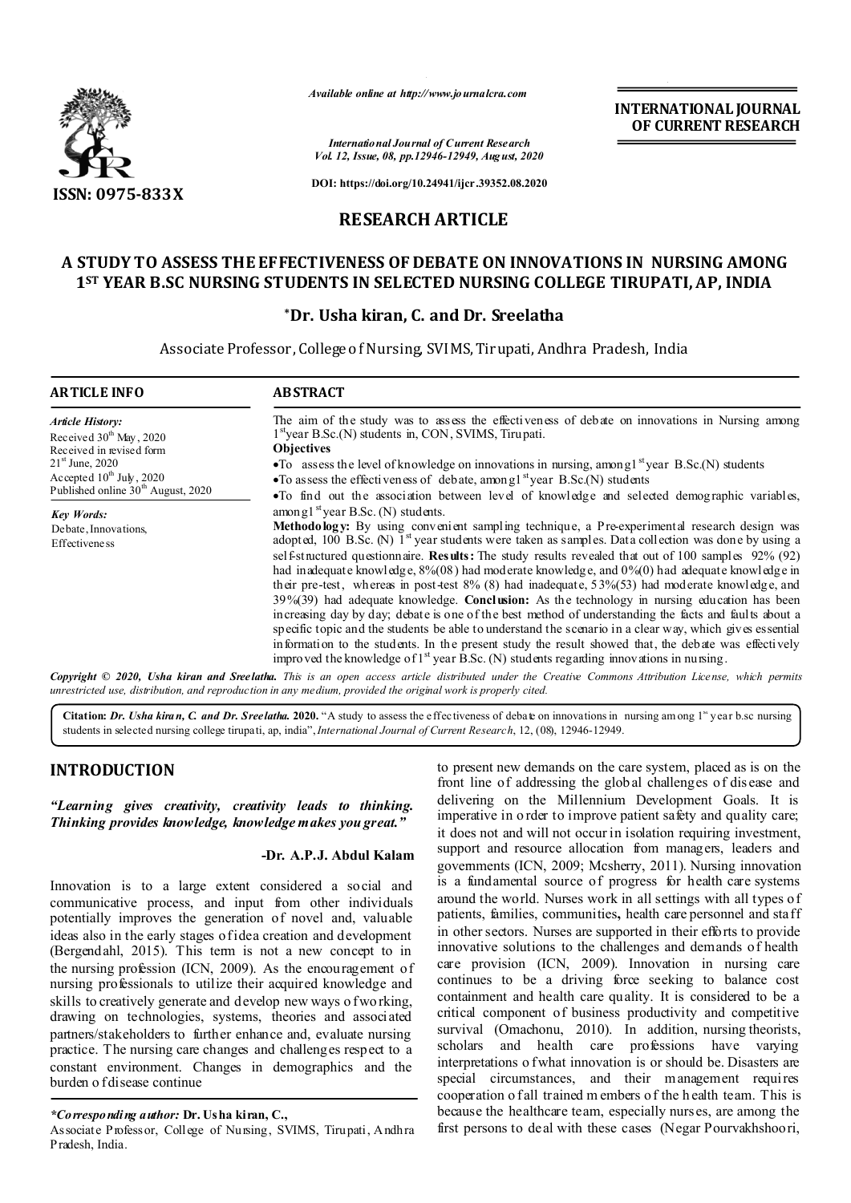ISSN: 0975-833X

*Available online at http://www.journalcra.com*

*International Journal of Current Research*
*Vol. 12, Issue, 08, pp.12946-12949, August, 2020*

**DOI: https://doi.org/10.24941/ijcr.39352.08.2020**

**INTERNATIONAL JOURNAL OF CURRENT RESEARCH**

## RESEARCH ARTICLE

# A STUDY TO ASSESS THE EFFECTIVENESS OF DEBATE ON INNOVATIONS IN NURSING AMONG 1ST YEAR B.SC NURSING STUDENTS IN SELECTED NURSING COLLEGE TIRUPATI, AP, INDIA

**\*Dr. Usha kiran, C. and Dr. Sreelatha**

Associate Professor, College of Nursing, SVIMS, Tirupati, Andhra Pradesh, India

### ARTICLE INFO

*Article History:*
Received 30th May, 2020
Received in revised form
21st June, 2020
Accepted 10th July, 2020
Published online 30th August, 2020

*Key Words:*
Debate, Innovations, Effectiveness

### ABSTRACT

The aim of the study was to assess the effectiveness of debate on innovations in Nursing among 1st year B.Sc.(N) students in, CON, SVIMS, Tirupati.

**Objectives**

- To assess the level of knowledge on innovations in nursing, among 1st year B.Sc.(N) students
- To assess the effectiveness of debate, among 1st year B.Sc.(N) students
- To find out the association between level of knowledge and selected demographic variables, among 1st year B.Sc. (N) students.

**Methodology:** By using convenient sampling technique, a Pre-experimental research design was adopted, 100 B.Sc. (N) 1st year students were taken as samples. Data collection was done by using a self-structured questionnaire. **Results:** The study results revealed that out of 100 samples 92% (92) had inadequate knowledge, 8%(08) had moderate knowledge, and 0%(0) had adequate knowledge in their pre-test, whereas in post-test 8% (8) had inadequate, 53%(53) had moderate knowledge, and 39%(39) had adequate knowledge. **Conclusion:** As the technology in nursing education has been increasing day by day; debate is one of the best method of understanding the facts and faults about a specific topic and the students be able to understand the scenario in a clear way, which gives essential information to the students. In the present study the result showed that, the debate was effectively improved the knowledge of 1st year B.Sc. (N) students regarding innovations in nursing.

***Copyright © 2020, Usha kiran and Sreelatha.*** *This is an open access article distributed under the Creative Commons Attribution License, which permits unrestricted use, distribution, and reproduction in any medium, provided the original work is properly cited.*

**Citation:** ***Dr. Usha kiran, C. and Dr. Sreelatha.*** **2020.** "A study to assess the effectiveness of debate on innovations in nursing among 1st year b.sc nursing students in selected nursing college tirupati, ap, india", *International Journal of Current Research*, 12, (08), 12946-12949.

## INTRODUCTION

***"Learning gives creativity, creativity leads to thinking. Thinking provides knowledge, knowledge makes you great."***

**-Dr. A.P.J. Abdul Kalam**

Innovation is to a large extent considered a social and communicative process, and input from other individuals potentially improves the generation of novel and, valuable ideas also in the early stages of idea creation and development (Bergendahl, 2015). This term is not a new concept to in the nursing profession (ICN, 2009). As the encouragement of nursing professionals to utilize their acquired knowledge and skills to creatively generate and develop new ways of working, drawing on technologies, systems, theories and associated partners/stakeholders to further enhance and, evaluate nursing practice. The nursing care changes and challenges respect to a constant environment. Changes in demographics and the burden of disease continue to present new demands on the care system, placed as is on the front line of addressing the global challenges of disease and delivering on the Millennium Development Goals. It is imperative in order to improve patient safety and quality care; it does not and will not occur in isolation requiring investment, support and resource allocation from managers, leaders and governments (ICN, 2009; Mcsherry, 2011). Nursing innovation is a fundamental source of progress for health care systems around the world. Nurses work in all settings with all types of patients, families, communities, health care personnel and staff in other sectors. Nurses are supported in their efforts to provide innovative solutions to the challenges and demands of health care provision (ICN, 2009). Innovation in nursing care continues to be a driving force seeking to balance cost containment and health care quality. It is considered to be a critical component of business productivity and competitive survival (Omachonu, 2010). In addition, nursing theorists, scholars and health care professions have varying interpretations of what innovation is or should be. Disasters are special circumstances, and their management requires cooperation of all trained members of the health team. This is because the healthcare team, especially nurses, are among the first persons to deal with these cases (Negar Pourvakhshoori,

***\*Corresponding author:*** **Dr. Usha kiran, C.,**
Associate Professor, College of Nursing, SVIMS, Tirupati, Andhra Pradesh, India.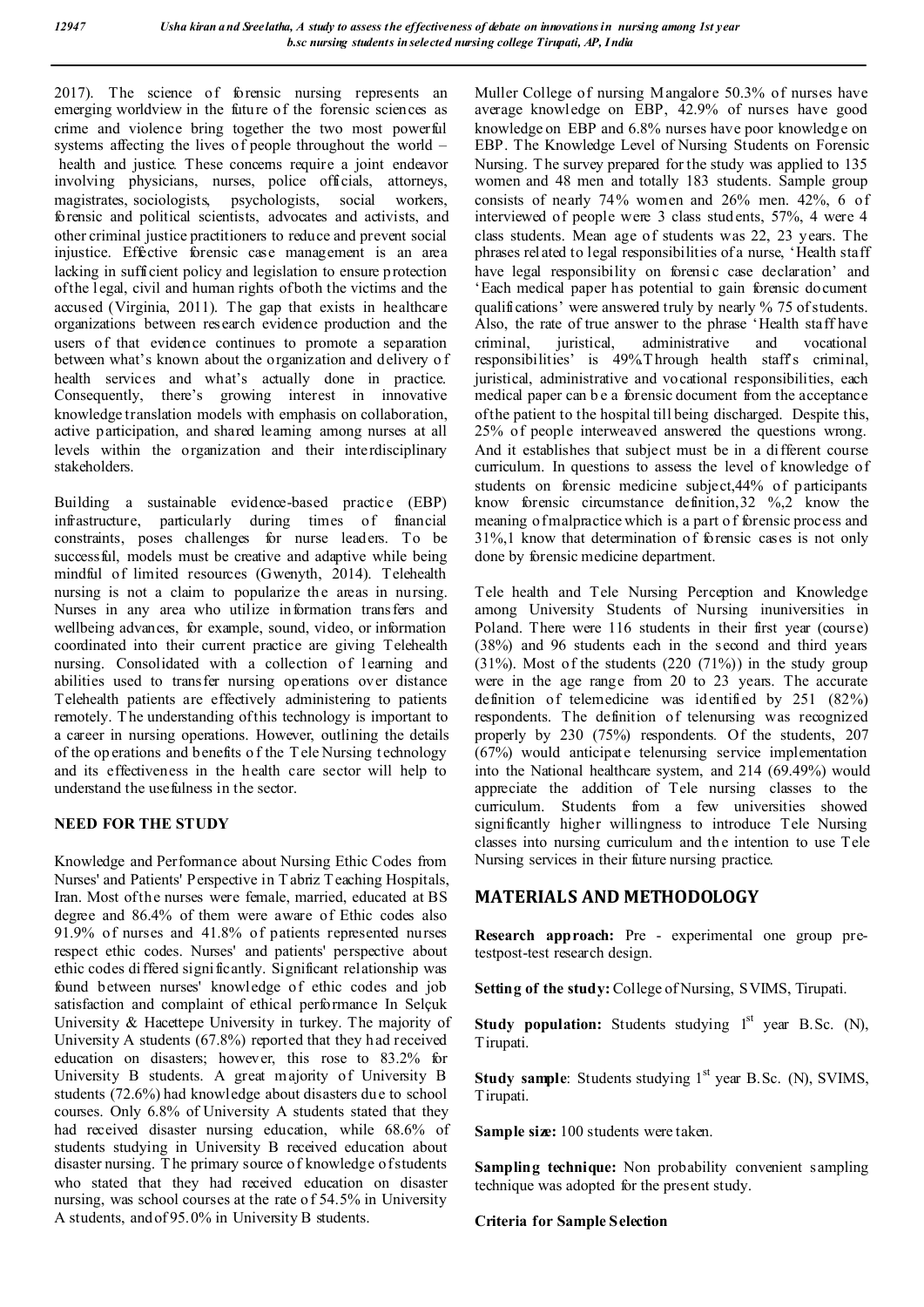2017). The science of forensic nursing represents an emerging worldview in the future of the forensic sciences as crime and violence bring together the two most powerful systems affecting the lives of people throughout the world – health and justice. These concerns require a joint endeavor involving physicians, nurses, police officials, attorneys, magistrates, sociologists, psychologists, social workers, forensic and political scientists, advocates and activists, and other criminal justice practitioners to reduce and prevent social injustice. Effective forensic case management is an area lacking in sufficient policy and legislation to ensure protection of the legal, civil and human rights of both the victims and the accused (Virginia, 2011). The gap that exists in healthcare organizations between research evidence production and the users of that evidence continues to promote a separation between what's known about the organization and delivery of health services and what's actually done in practice. Consequently, there's growing interest in innovative knowledge translation models with emphasis on collaboration, active participation, and shared learning among nurses at all levels within the organization and their interdisciplinary stakeholders.

Building a sustainable evidence-based practice (EBP) infrastructure, particularly during times of financial constraints, poses challenges for nurse leaders. To be successful, models must be creative and adaptive while being mindful of limited resources (Gwenyth, 2014). Telehealth nursing is not a claim to popularize the areas in nursing. Nurses in any area who utilize information transfers and wellbeing advances, for example, sound, video, or information coordinated into their current practice are giving Telehealth nursing. Consolidated with a collection of learning and abilities used to transfer nursing operations over distance Telehealth patients are effectively administering to patients remotely. The understanding of this technology is important to a career in nursing operations. However, outlining the details of the operations and benefits of the Tele Nursing technology and its effectiveness in the health care sector will help to understand the usefulness in the sector.

## NEED FOR THE STUDY

Knowledge and Performance about Nursing Ethic Codes from Nurses' and Patients' Perspective in Tabriz Teaching Hospitals, Iran. Most of the nurses were female, married, educated at BS degree and 86.4% of them were aware of Ethic codes also 91.9% of nurses and 41.8% of patients represented nurses respect ethic codes. Nurses' and patients' perspective about ethic codes differed significantly. Significant relationship was found between nurses' knowledge of ethic codes and job satisfaction and complaint of ethical performance In Selçuk University & Hacettepe University in turkey. The majority of University A students (67.8%) reported that they had received education on disasters; however, this rose to 83.2% for University B students. A great majority of University B students (72.6%) had knowledge about disasters due to school courses. Only 6.8% of University A students stated that they had received disaster nursing education, while 68.6% of students studying in University B received education about disaster nursing. The primary source of knowledge of students who stated that they had received education on disaster nursing, was school courses at the rate of 54.5% in University A students, and of 95.0% in University B students.

Muller College of nursing Mangalore 50.3% of nurses have average knowledge on EBP, 42.9% of nurses have good knowledge on EBP and 6.8% nurses have poor knowledge on EBP. The Knowledge Level of Nursing Students on Forensic Nursing. The survey prepared for the study was applied to 135 women and 48 men and totally 183 students. Sample group consists of nearly 74% women and 26% men. 42%, 6 of interviewed of people were 3 class students, 57%, 4 were 4 class students. Mean age of students was 22, 23 years. The phrases related to legal responsibilities of a nurse, 'Health staff have legal responsibility on forensic case declaration' and 'Each medical paper has potential to gain forensic document qualifications' were answered truly by nearly % 75 of students. Also, the rate of true answer to the phrase 'Health staff have criminal, juristical, administrative and vocational responsibilities' is 49%.Through health staff's criminal, juristical, administrative and vocational responsibilities, each medical paper can be a forensic document from the acceptance of the patient to the hospital till being discharged. Despite this, 25% of people interweaved answered the questions wrong. And it establishes that subject must be in a different course curriculum. In questions to assess the level of knowledge of students on forensic medicine subject,44% of participants know forensic circumstance definition,32 %,2 know the meaning of malpractice which is a part of forensic process and 31%,1 know that determination of forensic cases is not only done by forensic medicine department.

Tele health and Tele Nursing Perception and Knowledge among University Students of Nursing inuniversities in Poland. There were 116 students in their first year (course) (38%) and 96 students each in the second and third years (31%). Most of the students (220 (71%)) in the study group were in the age range from 20 to 23 years. The accurate definition of telemedicine was identified by 251 (82%) respondents. The definition of telenursing was recognized properly by 230 (75%) respondents. Of the students, 207 (67%) would anticipate telenursing service implementation into the National healthcare system, and 214 (69.49%) would appreciate the addition of Tele nursing classes to the curriculum. Students from a few universities showed significantly higher willingness to introduce Tele Nursing classes into nursing curriculum and the intention to use Tele Nursing services in their future nursing practice.

## MATERIALS AND METHODOLOGY

**Research approach:** Pre - experimental one group pre-testpost-test research design.

**Setting of the study:** College of Nursing, SVIMS, Tirupati.

**Study population:** Students studying 1st year B.Sc. (N), Tirupati.

**Study sample**: Students studying 1st year B.Sc. (N), SVIMS, Tirupati.

**Sample size:** 100 students were taken.

**Sampling technique:** Non probability convenient sampling technique was adopted for the present study.

**Criteria for Sample Selection**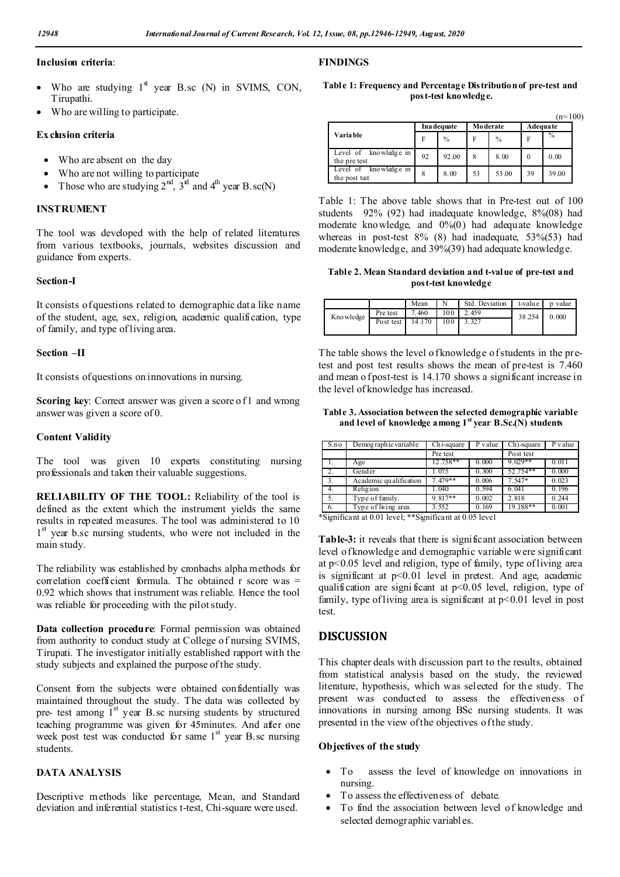**Inclusion criteria**:

- Who are studying 1st year B.sc (N) in SVIMS, CON, Tirupathi.
- Who are willing to participate.

**Exclusion criteria**

- Who are absent on the day
- Who are not willing to participate
- Those who are studying 2nd, 3rd and 4th year B.sc(N)

**INSTRUMENT**

The tool was developed with the help of related literatures from various textbooks, journals, websites discussion and guidance from experts.

**Section-I**

It consists of questions related to demographic data like name of the student, age, sex, religion, academic qualification, type of family, and type of living area.

**Section –II**

It consists of questions on innovations in nursing.

**Scoring key**: Correct answer was given a score of 1 and wrong answer was given a score of 0.

**Content Validity**

The tool was given 10 experts constituting nursing professionals and taken their valuable suggestions.

**RELIABILITY OF THE TOOL:** Reliability of the tool is defined as the extent which the instrument yields the same results in repeated measures. The tool was administered to 10 1st year b.sc nursing students, who were not included in the main study.

The reliability was established by cronbachs alpha methods for correlation coefficient formula. The obtained r score was = 0.92 which shows that instrument was reliable. Hence the tool was reliable for proceeding with the pilot study.

**Data collection procedure**: Formal permission was obtained from authority to conduct study at College of nursing SVIMS, Tirupati. The investigator initially established rapport with the study subjects and explained the purpose of the study.

Consent from the subjects were obtained confidentially was maintained throughout the study. The data was collected by pre- test among 1st year B.sc nursing students by structured teaching programme was given for 45minutes. And after one week post test was conducted for same 1st year B.sc nursing students.

**DATA ANALYSIS**

Descriptive methods like percentage, Mean, and Standard deviation and inferential statistics t-test, Chi-square were used.

**FINDINGS**

**Table 1: Frequency and Percentage Distribution of pre-test and post-test knowledge.**

(n=100)

| Variable | Inadequate | | Moderate | | Adequate | |
|---|---|---|---|---|---|---|
| | F | % | F | % | F | % |
| Level of knowledge in the pre test | 92 | 92.00 | 8 | 8.00 | 0 | 0.00 |
| Level of knowledge in the post test | 8 | 8.00 | 53 | 53.00 | 39 | 39.00 |

Table 1: The above table shows that in Pre-test out of 100 students 92% (92) had inadequate knowledge, 8%(08) had moderate knowledge, and 0%(0) had adequate knowledge whereas in post-test 8% (8) had inadequate, 53%(53) had moderate knowledge, and 39%(39) had adequate knowledge.

**Table 2. Mean Standard deviation and t-value of pre-test and post-test knowledge**

| | | Mean | N | Std. Deviation | t-value | p value |
|---|---|---|---|---|---|---|
| Knowledge | Pre test | 7.460 | 100 | 2.459 | 38.254 | 0.000 |
| | Post test | 14.170 | 100 | 3.327 | | |

The table shows the level of knowledge of students in the pre-test and post test results shows the mean of pre-test is 7.460 and mean of post-test is 14.170 shows a significant increase in the level of knowledge has increased.

**Table 3. Association between the selected demographic variable and level of knowledge among 1st year B.Sc.(N) students**

| S.no | Demographic variable | Chi-square | P value | Chi-square | P value |
|---|---|---|---|---|---|
| | | Pre test | | Post test | |
| 1. | Age | 12.758** | 0.000 | 9.029** | 0.011 |
| 2. | Gender | 1.075 | 0.300 | 52.754** | 0.000 |
| 3. | Academic qualification | 7.479** | 0.006 | 7.547* | 0.023 |
| 4. | Religion | 1.040 | 0.594 | 6.041 | 0.196 |
| 5. | Type of family. | 9.817** | 0.002 | 2.818 | 0.244 |
| 6. | Type of living area. | 3.552 | 0.169 | 19.188** | 0.001 |

*Significant at 0.01 level; **Significant at 0.05 level

**Table-3:** it reveals that there is significant association between level of knowledge and demographic variable were significant at $p<0.05$ level and religion, type of family, type of living area is significant at $p<0.01$ level in pretest. And age, academic qualification are significant at $p<0.05$ level, religion, type of family, type of living area is significant at $p<0.01$ level in post test.

## DISCUSSION

This chapter deals with discussion part to the results, obtained from statistical analysis based on the study, the reviewed literature, hypothesis, which was selected for the study. The present was conducted to assess the effectiveness of innovations in nursing among BSc nursing students. It was presented in the view of the objectives of the study.

**Objectives of the study**

- To assess the level of knowledge on innovations in nursing.
- To assess the effectiveness of debate.
- To find the association between level of knowledge and selected demographic variables.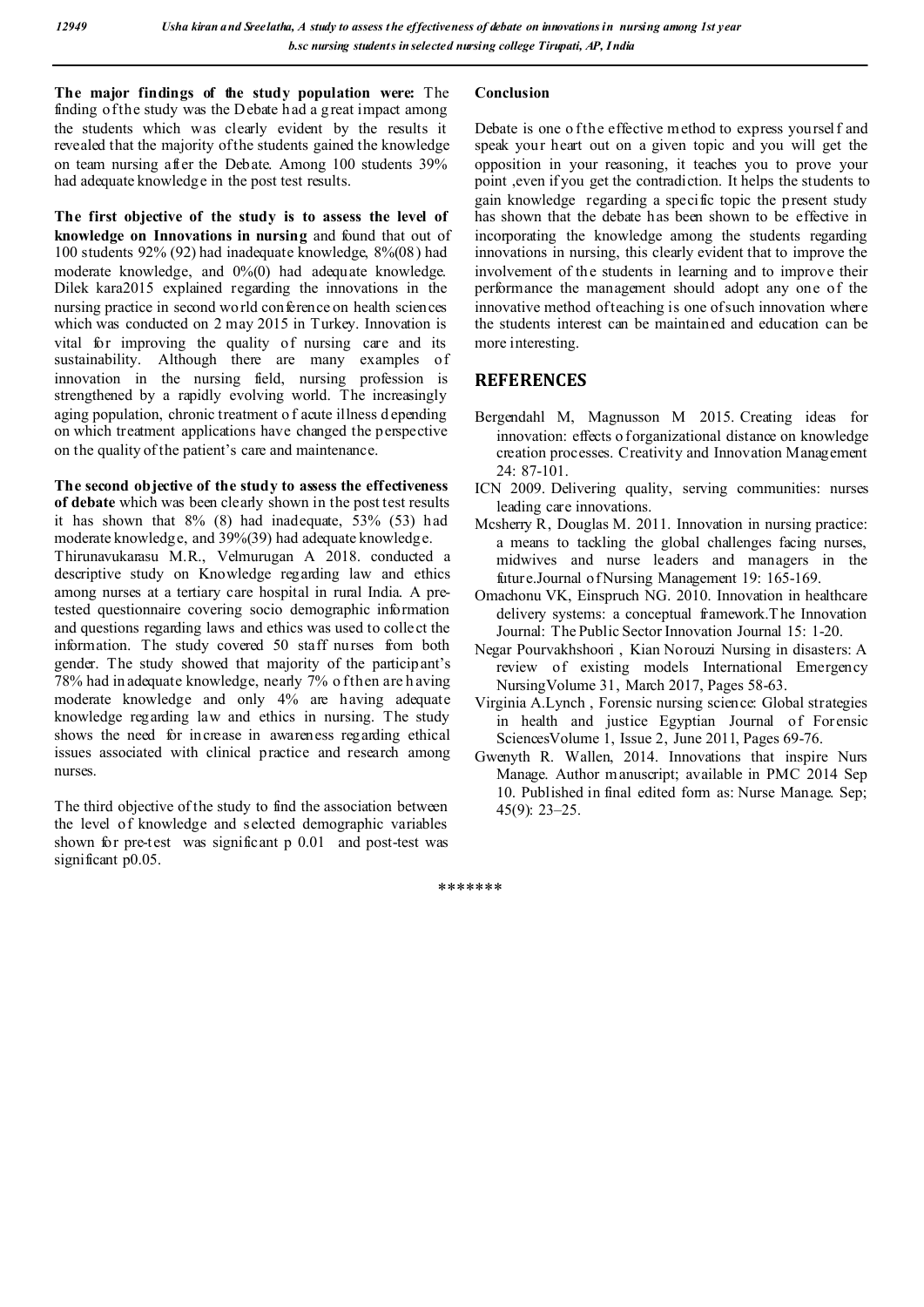**The major findings of the study population were:** The finding of the study was the Debate had a great impact among the students which was clearly evident by the results it revealed that the majority of the students gained the knowledge on team nursing after the Debate. Among 100 students 39% had adequate knowledge in the post test results.

**The first objective of the study is to assess the level of knowledge on Innovations in nursing** and found that out of 100 students 92% (92) had inadequate knowledge, 8%(08) had moderate knowledge, and 0%(0) had adequate knowledge. Dilek kara2015 explained regarding the innovations in the nursing practice in second world conference on health sciences which was conducted on 2 may 2015 in Turkey. Innovation is vital for improving the quality of nursing care and its sustainability. Although there are many examples of innovation in the nursing field, nursing profession is strengthened by a rapidly evolving world. The increasingly aging population, chronic treatment of acute illness depending on which treatment applications have changed the perspective on the quality of the patient's care and maintenance.

**The second objective of the study to assess the effectiveness of debate** which was been clearly shown in the post test results it has shown that 8% (8) had inadequate, 53% (53) had moderate knowledge, and 39%(39) had adequate knowledge.

Thirunavukarasu M.R., Velmurugan A 2018. conducted a descriptive study on Knowledge regarding law and ethics among nurses at a tertiary care hospital in rural India. A pre-tested questionnaire covering socio demographic information and questions regarding laws and ethics was used to collect the information. The study covered 50 staff nurses from both gender. The study showed that majority of the participant's 78% had inadequate knowledge, nearly 7% of then are having moderate knowledge and only 4% are having adequate knowledge regarding law and ethics in nursing. The study shows the need for increase in awareness regarding ethical issues associated with clinical practice and research among nurses.

The third objective of the study to find the association between the level of knowledge and selected demographic variables shown for pre-test was significant p 0.01 and post-test was significant p0.05.

## Conclusion

Debate is one of the effective method to express yourself and speak your heart out on a given topic and you will get the opposition in your reasoning, it teaches you to prove your point ,even if you get the contradiction. It helps the students to gain knowledge regarding a specific topic the present study has shown that the debate has been shown to be effective in incorporating the knowledge among the students regarding innovations in nursing, this clearly evident that to improve the involvement of the students in learning and to improve their performance the management should adopt any one of the innovative method of teaching is one of such innovation where the students interest can be maintained and education can be more interesting.

## REFERENCES

Bergendahl M, Magnusson M 2015. Creating ideas for innovation: effects of organizational distance on knowledge creation processes. Creativity and Innovation Management 24: 87-101.

ICN 2009. Delivering quality, serving communities: nurses leading care innovations.

Mcsherry R, Douglas M. 2011. Innovation in nursing practice: a means to tackling the global challenges facing nurses, midwives and nurse leaders and managers in the future.Journal of Nursing Management 19: 165-169.

Omachonu VK, Einspruch NG. 2010. Innovation in healthcare delivery systems: a conceptual framework.The Innovation Journal: The Public Sector Innovation Journal 15: 1-20.

Negar Pourvakhshoori , Kian Norouzi Nursing in disasters: A review of existing models International Emergency NursingVolume 31, March 2017, Pages 58-63.

Virginia A.Lynch , Forensic nursing science: Global strategies in health and justice Egyptian Journal of Forensic SciencesVolume 1, Issue 2, June 2011, Pages 69-76.

Gwenyth R. Wallen, 2014. Innovations that inspire Nurs Manage. Author manuscript; available in PMC 2014 Sep 10. Published in final edited form as: Nurse Manage. Sep; 45(9): 23–25.

*******